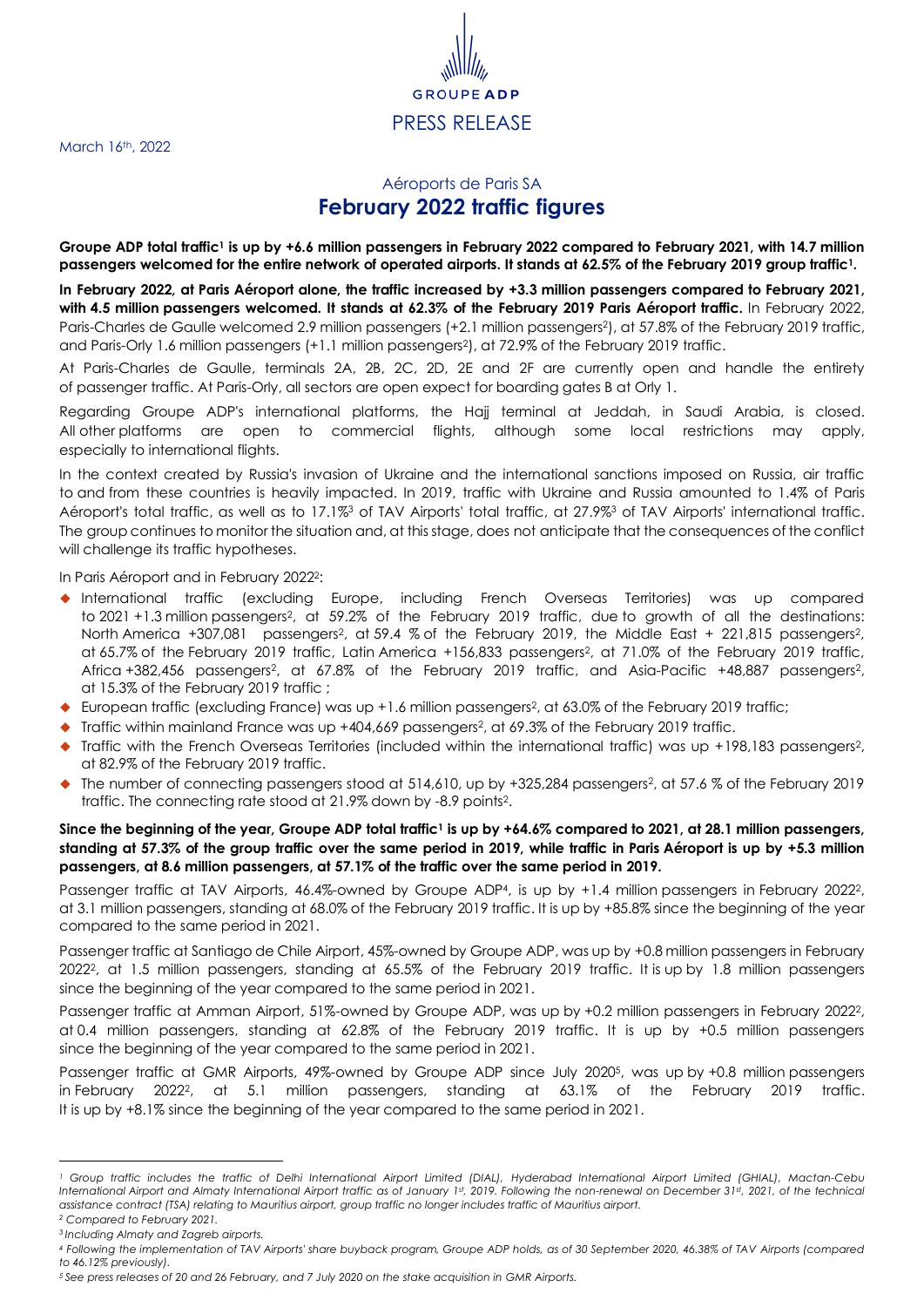GROUPE ADP

PRESS RELEASE

March 16th, 2022

Aéroports de Paris SA

# February 2022 traffic figures

**Groupe ADP total traffic[1] is up by +6.6 million passengers in February 2022 compared to February 2021, with 14.7 million passengers welcomed for the entire network of operated airports. It stands at 62.5% of the February 2019 group traffic[1].**

**In February 2022, at Paris Aéroport alone, the traffic increased by +3.3 million passengers compared to February 2021, with 4.5 million passengers welcomed. It stands at 62.3% of the February 2019 Paris Aéroport traffic.** In February 2022, Paris-Charles de Gaulle welcomed 2.9 million passengers (+2.1 million passengers[2]), at 57.8% of the February 2019 traffic, and Paris-Orly 1.6 million passengers (+1.1 million passengers[2]), at 72.9% of the February 2019 traffic.

At Paris-Charles de Gaulle, terminals 2A, 2B, 2C, 2D, 2E and 2F are currently open and handle the entirety of passenger traffic. At Paris-Orly, all sectors are open expect for boarding gates B at Orly 1.

Regarding Groupe ADP's international platforms, the Hajj terminal at Jeddah, in Saudi Arabia, is closed. All other platforms are open to commercial flights, although some local restrictions may apply, especially to international flights.

In the context created by Russia's invasion of Ukraine and the international sanctions imposed on Russia, air traffic to and from these countries is heavily impacted. In 2019, traffic with Ukraine and Russia amounted to 1.4% of Paris Aéroport's total traffic, as well as to 17.1%[3] of TAV Airports' total traffic, at 27.9%[3] of TAV Airports' international traffic. The group continues to monitor the situation and, at this stage, does not anticipate that the consequences of the conflict will challenge its traffic hypotheses.

In Paris Aéroport and in February 2022[2]:

- International traffic (excluding Europe, including French Overseas Territories) was up compared to 2021 +1.3 million passengers[2], at 59.2% of the February 2019 traffic, due to growth of all the destinations: North America +307,081 passengers[2], at 59.4 % of the February 2019, the Middle East + 221,815 passengers[2], at 65.7% of the February 2019 traffic, Latin America +156,833 passengers[2], at 71.0% of the February 2019 traffic, Africa +382,456 passengers[2], at 67.8% of the February 2019 traffic, and Asia-Pacific +48,887 passengers[2], at 15.3% of the February 2019 traffic ;
- European traffic (excluding France) was up +1.6 million passengers[2], at 63.0% of the February 2019 traffic;
- Traffic within mainland France was up +404,669 passengers[2], at 69.3% of the February 2019 traffic.
- Traffic with the French Overseas Territories (included within the international traffic) was up +198,183 passengers[2], at 82.9% of the February 2019 traffic.
- The number of connecting passengers stood at 514,610, up by +325,284 passengers[2], at 57.6 % of the February 2019 traffic. The connecting rate stood at 21.9% down by -8.9 points[2].

**Since the beginning of the year, Groupe ADP total traffic[1] is up by +64.6% compared to 2021, at 28.1 million passengers, standing at 57.3% of the group traffic over the same period in 2019, while traffic in Paris Aéroport is up by +5.3 million passengers, at 8.6 million passengers, at 57.1% of the traffic over the same period in 2019.**

Passenger traffic at TAV Airports, 46.4%-owned by Groupe ADP[4], is up by +1.4 million passengers in February 2022[2], at 3.1 million passengers, standing at 68.0% of the February 2019 traffic. It is up by +85.8% since the beginning of the year compared to the same period in 2021.

Passenger traffic at Santiago de Chile Airport, 45%-owned by Groupe ADP, was up by +0.8 million passengers in February 2022[2], at 1.5 million passengers, standing at 65.5% of the February 2019 traffic. It is up by 1.8 million passengers since the beginning of the year compared to the same period in 2021.

Passenger traffic at Amman Airport, 51%-owned by Groupe ADP, was up by +0.2 million passengers in February 2022[2], at 0.4 million passengers, standing at 62.8% of the February 2019 traffic. It is up by +0.5 million passengers since the beginning of the year compared to the same period in 2021.

Passenger traffic at GMR Airports, 49%-owned by Groupe ADP since July 2020[5], was up by +0.8 million passengers in February 2022[2], at 5.1 million passengers, standing at 63.1% of the February 2019 traffic. It is up by +8.1% since the beginning of the year compared to the same period in 2021.

---

[1] *Group traffic includes the traffic of Delhi International Airport Limited (DIAL), Hyderabad International Airport Limited (GHIAL), Mactan-Cebu International Airport and Almaty International Airport traffic as of January 1st, 2019. Following the non-renewal on December 31st, 2021, of the technical assistance contract (TSA) relating to Mauritius airport, group traffic no longer includes traffic of Mauritius airport.*

[2] *Compared to February 2021.*

[3] *Including Almaty and Zagreb airports.*

[4] *Following the implementation of TAV Airports' share buyback program, Groupe ADP holds, as of 30 September 2020, 46.38% of TAV Airports (compared to 46.12% previously).*

[5] *See press releases of 20 and 26 February, and 7 July 2020 on the stake acquisition in GMR Airports.*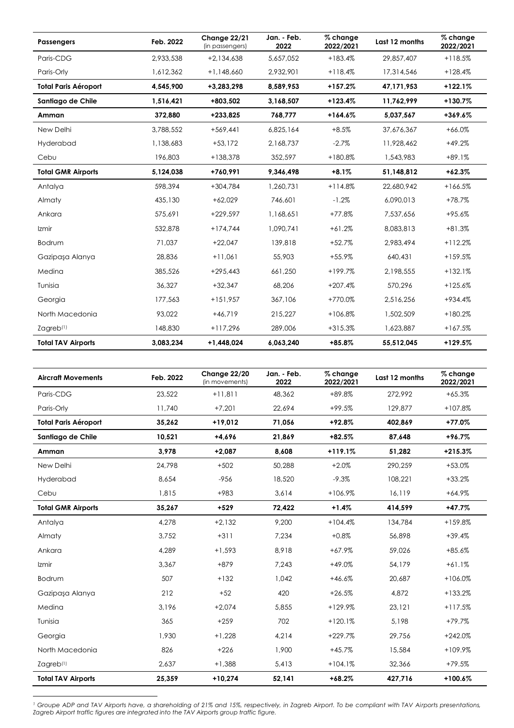| Passengers | Feb. 2022 | Change 22/21 (in passengers) | Jan. - Feb. 2022 | % change 2022/2021 | Last 12 months | % change 2022/2021 |
|---|---|---|---|---|---|---|
| Paris-CDG | 2,933,538 | +2,134,638 | 5,657,052 | +183.4% | 29,857,407 | +118.5% |
| Paris-Orly | 1,612,362 | +1,148,660 | 2,932,901 | +118.4% | 17,314,546 | +128.4% |
| **Total Paris Aéroport** | **4,545,900** | **+3,283,298** | **8,589,953** | **+157.2%** | **47,171,953** | **+122.1%** |
| **Santiago de Chile** | **1,516,421** | **+803,502** | **3,168,507** | **+123.4%** | **11,762,999** | **+130.7%** |
| **Amman** | **372,880** | **+233,825** | **768,777** | **+164.6%** | **5,037,567** | **+369.6%** |
| New Delhi | 3,788,552 | +569,441 | 6,825,164 | +8.5% | 37,676,367 | +66.0% |
| Hyderabad | 1,138,683 | +53,172 | 2,168,737 | -2.7% | 11,928,462 | +49.2% |
| Cebu | 196,803 | +138,378 | 352,597 | +180.8% | 1,543,983 | +89.1% |
| **Total GMR Airports** | **5,124,038** | **+760,991** | **9,346,498** | **+8.1%** | **51,148,812** | **+62.3%** |
| Antalya | 598,394 | +304,784 | 1,260,731 | +114.8% | 22,680,942 | +166.5% |
| Almaty | 435,130 | +62,029 | 746,601 | -1.2% | 6,090,013 | +78.7% |
| Ankara | 575,691 | +229,597 | 1,168,651 | +77.8% | 7,537,656 | +95.6% |
| Izmir | 532,878 | +174,744 | 1,090,741 | +61.2% | 8,083,813 | +81.3% |
| Bodrum | 71,037 | +22,047 | 139,818 | +52.7% | 2,983,494 | +112.2% |
| Gazipaşa Alanya | 28,836 | +11,061 | 55,903 | +55.9% | 640,431 | +159.5% |
| Medina | 385,526 | +295,443 | 661,250 | +199.7% | 2,198,555 | +132.1% |
| Tunisia | 36,327 | +32,347 | 68,206 | +207.4% | 570,296 | +125.6% |
| Georgia | 177,563 | +151,957 | 367,106 | +770.0% | 2,516,256 | +934.4% |
| North Macedonia | 93,022 | +46,719 | 215,227 | +106.8% | 1,502,509 | +180.2% |
| Zagreb[1] | 148,830 | +117,296 | 289,006 | +315.3% | 1,623,887 | +167.5% |
| **Total TAV Airports** | **3,083,234** | **+1,448,024** | **6,063,240** | **+85.8%** | **55,512,045** | **+129.5%** |

| Aircraft Movements | Feb. 2022 | Change 22/20 (in movements) | Jan. - Feb. 2022 | % change 2022/2021 | Last 12 months | % change 2022/2021 |
|---|---|---|---|---|---|---|
| Paris-CDG | 23,522 | +11,811 | 48,362 | +89.8% | 272,992 | +65.3% |
| Paris-Orly | 11,740 | +7,201 | 22,694 | +99.5% | 129,877 | +107.8% |
| **Total Paris Aéroport** | **35,262** | **+19,012** | **71,056** | **+92.8%** | **402,869** | **+77.0%** |
| **Santiago de Chile** | **10,521** | **+4,696** | **21,869** | **+82.5%** | **87,648** | **+96.7%** |
| **Amman** | **3,978** | **+2,087** | **8,608** | **+119.1%** | **51,282** | **+215.3%** |
| New Delhi | 24,798 | +502 | 50,288 | +2.0% | 290,259 | +53.0% |
| Hyderabad | 8,654 | -956 | 18,520 | -9.3% | 108,221 | +33.2% |
| Cebu | 1,815 | +983 | 3,614 | +106.9% | 16,119 | +64.9% |
| **Total GMR Airports** | **35,267** | **+529** | **72,422** | **+1.4%** | **414,599** | **+47.7%** |
| Antalya | 4,278 | +2,132 | 9,200 | +104.4% | 134,784 | +159.8% |
| Almaty | 3,752 | +311 | 7,234 | +0.8% | 56,898 | +39.4% |
| Ankara | 4,289 | +1,593 | 8,918 | +67.9% | 59,026 | +85.6% |
| Izmir | 3,367 | +879 | 7,243 | +49.0% | 54,179 | +61.1% |
| Bodrum | 507 | +132 | 1,042 | +46.6% | 20,687 | +106.0% |
| Gazipaşa Alanya | 212 | +52 | 420 | +26.5% | 4,872 | +133.2% |
| Medina | 3,196 | +2,074 | 5,855 | +129.9% | 23,121 | +117.5% |
| Tunisia | 365 | +259 | 702 | +120.1% | 5,198 | +79.7% |
| Georgia | 1,930 | +1,228 | 4,214 | +229.7% | 29,756 | +242.0% |
| North Macedonia | 826 | +226 | 1,900 | +45.7% | 15,584 | +109.9% |
| Zagreb[1] | 2,637 | +1,388 | 5,413 | +104.1% | 32,366 | +79.5% |
| **Total TAV Airports** | **25,359** | **+10,274** | **52,141** | **+68.2%** | **427,716** | **+100.6%** |

*[1] Groupe ADP and TAV Airports have, a shareholding of 21% and 15%, respectively, in Zagreb Airport. To be compliant with TAV Airports presentations, Zagreb Airport traffic figures are integrated into the TAV Airports group traffic figure.*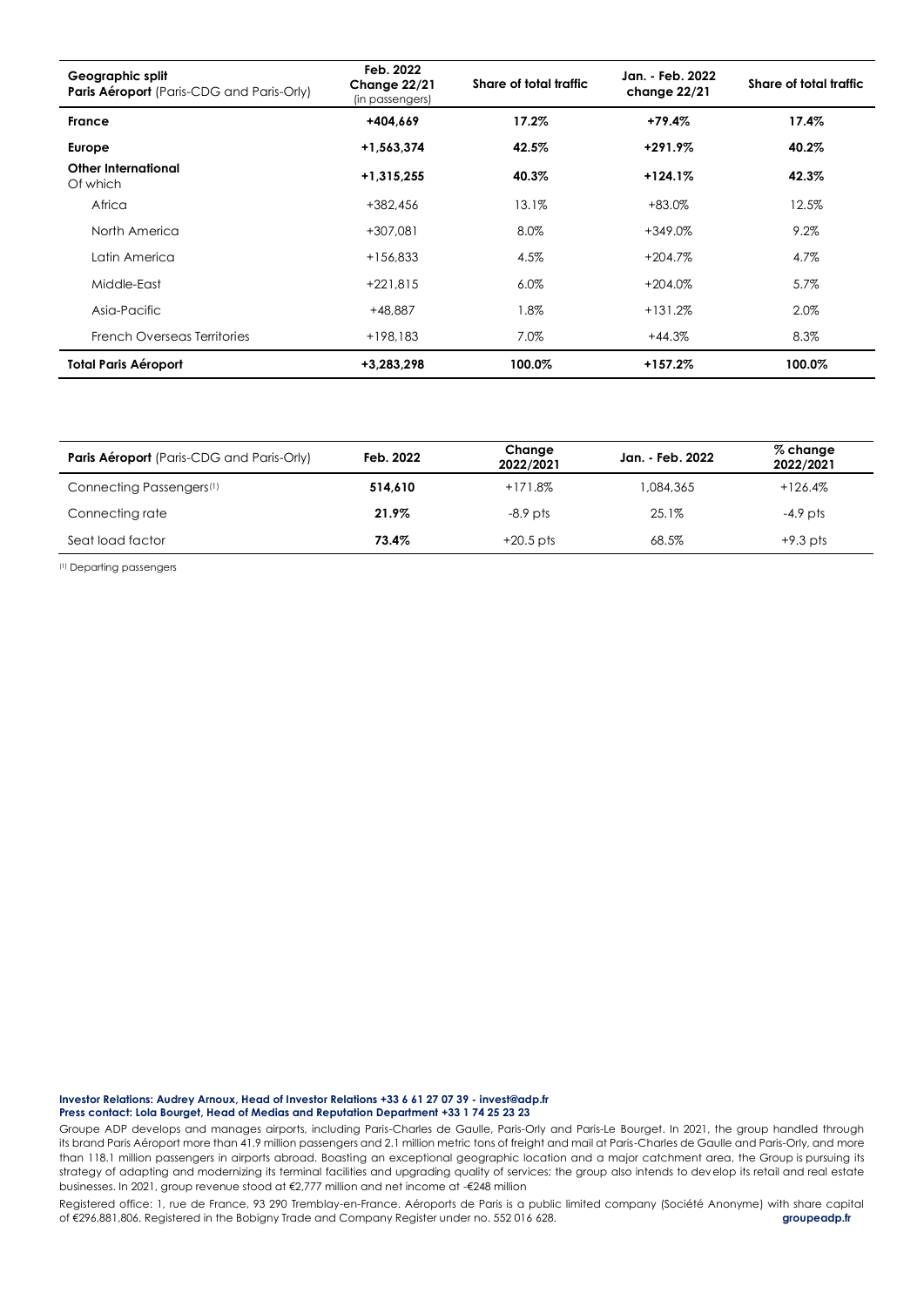| **Geographic split** **Paris Aéroport** (Paris-CDG and Paris-Orly) | **Feb. 2022 Change 22/21** (in passengers) | **Share of total traffic** | **Jan. - Feb. 2022 change 22/21** | **Share of total traffic** |
|---|---|---|---|---|
| **France** | **+404,669** | **17.2%** | **+79.4%** | **17.4%** |
| **Europe** | **+1,563,374** | **42.5%** | **+291.9%** | **40.2%** |
| **Other International** Of which | **+1,315,255** | **40.3%** | **+124.1%** | **42.3%** |
| Africa | +382,456 | 13.1% | +83.0% | 12.5% |
| North America | +307,081 | 8.0% | +349.0% | 9.2% |
| Latin America | +156,833 | 4.5% | +204.7% | 4.7% |
| Middle-East | +221,815 | 6.0% | +204.0% | 5.7% |
| Asia-Pacific | +48,887 | 1.8% | +131.2% | 2.0% |
| French Overseas Territories | +198,183 | 7.0% | +44.3% | 8.3% |
| **Total Paris Aéroport** | **+3,283,298** | **100.0%** | **+157.2%** | **100.0%** |

| **Paris Aéroport** (Paris-CDG and Paris-Orly) | **Feb. 2022** | **Change 2022/2021** | **Jan. - Feb. 2022** | **% change 2022/2021** |
|---|---|---|---|---|
| Connecting Passengers[1] | **514,610** | +171.8% | 1,084,365 | +126.4% |
| Connecting rate | **21.9%** | -8.9 pts | 25.1% | -4.9 pts |
| Seat load factor | **73.4%** | +20.5 pts | 68.5% | +9.3 pts |

[1] Departing passengers

**Investor Relations: Audrey Arnoux, Head of Investor Relations +33 6 61 27 07 39 - invest@adp.fr**
**Press contact: Lola Bourget, Head of Medias and Reputation Department +33 1 74 25 23 23**

Groupe ADP develops and manages airports, including Paris-Charles de Gaulle, Paris-Orly and Paris-Le Bourget. In 2021, the group handled through its brand Paris Aéroport more than 41.9 million passengers and 2.1 million metric tons of freight and mail at Paris-Charles de Gaulle and Paris-Orly, and more than 118.1 million passengers in airports abroad. Boasting an exceptional geographic location and a major catchment area, the Group is pursuing its strategy of adapting and modernizing its terminal facilities and upgrading quality of services; the group also intends to develop its retail and real estate businesses. In 2021, group revenue stood at €2,777 million and net income at -€248 million

Registered office: 1, rue de France, 93 290 Tremblay-en-France. Aéroports de Paris is a public limited company (Société Anonyme) with share capital of €296,881,806. Registered in the Bobigny Trade and Company Register under no. 552 016 628. **groupeadp.fr**